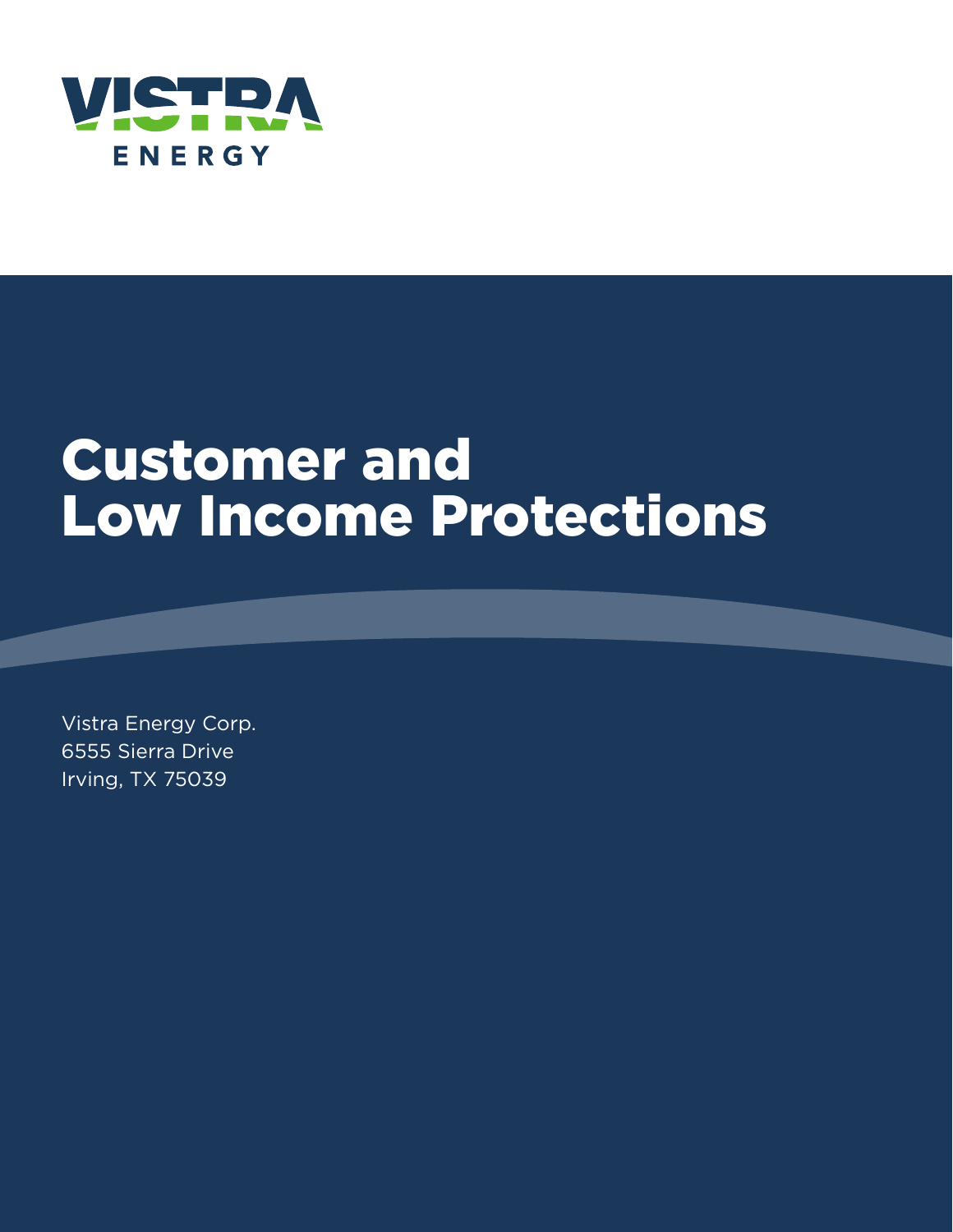VISTRA ENERGY

# Customer and Low Income Protections

Vistra Energy Corp.
6555 Sierra Drive
Irving, TX 75039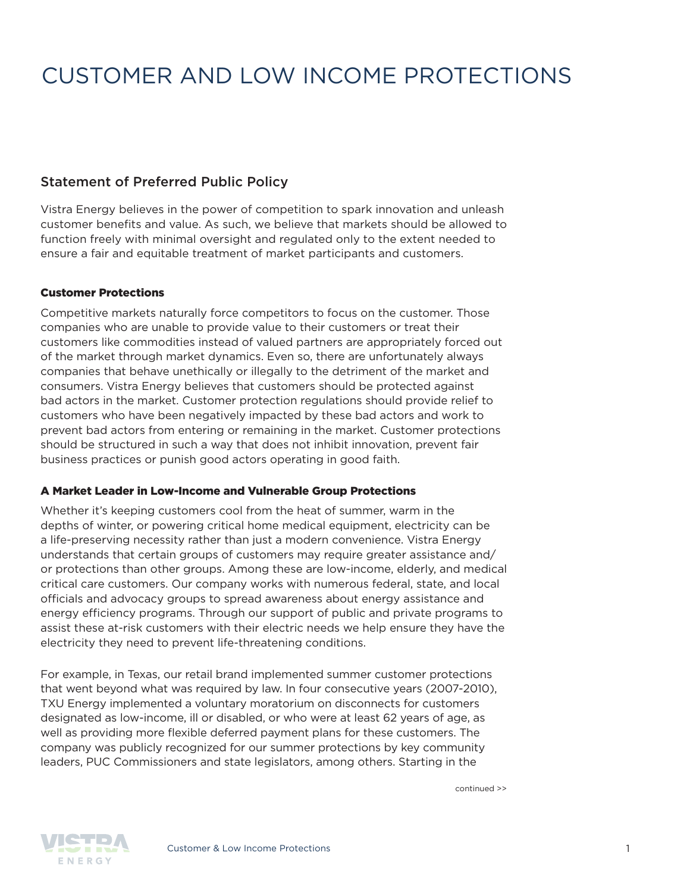# CUSTOMER AND LOW INCOME PROTECTIONS

## Statement of Preferred Public Policy

Vistra Energy believes in the power of competition to spark innovation and unleash customer benefits and value. As such, we believe that markets should be allowed to function freely with minimal oversight and regulated only to the extent needed to ensure a fair and equitable treatment of market participants and customers.

### Customer Protections

Competitive markets naturally force competitors to focus on the customer. Those companies who are unable to provide value to their customers or treat their customers like commodities instead of valued partners are appropriately forced out of the market through market dynamics. Even so, there are unfortunately always companies that behave unethically or illegally to the detriment of the market and consumers. Vistra Energy believes that customers should be protected against bad actors in the market. Customer protection regulations should provide relief to customers who have been negatively impacted by these bad actors and work to prevent bad actors from entering or remaining in the market. Customer protections should be structured in such a way that does not inhibit innovation, prevent fair business practices or punish good actors operating in good faith.

### A Market Leader in Low-Income and Vulnerable Group Protections

Whether it's keeping customers cool from the heat of summer, warm in the depths of winter, or powering critical home medical equipment, electricity can be a life-preserving necessity rather than just a modern convenience. Vistra Energy understands that certain groups of customers may require greater assistance and/or protections than other groups. Among these are low-income, elderly, and medical critical care customers. Our company works with numerous federal, state, and local officials and advocacy groups to spread awareness about energy assistance and energy efficiency programs. Through our support of public and private programs to assist these at-risk customers with their electric needs we help ensure they have the electricity they need to prevent life-threatening conditions.

For example, in Texas, our retail brand implemented summer customer protections that went beyond what was required by law. In four consecutive years (2007-2010), TXU Energy implemented a voluntary moratorium on disconnects for customers designated as low-income, ill or disabled, or who were at least 62 years of age, as well as providing more flexible deferred payment plans for these customers. The company was publicly recognized for our summer protections by key community leaders, PUC Commissioners and state legislators, among others. Starting in the

continued >>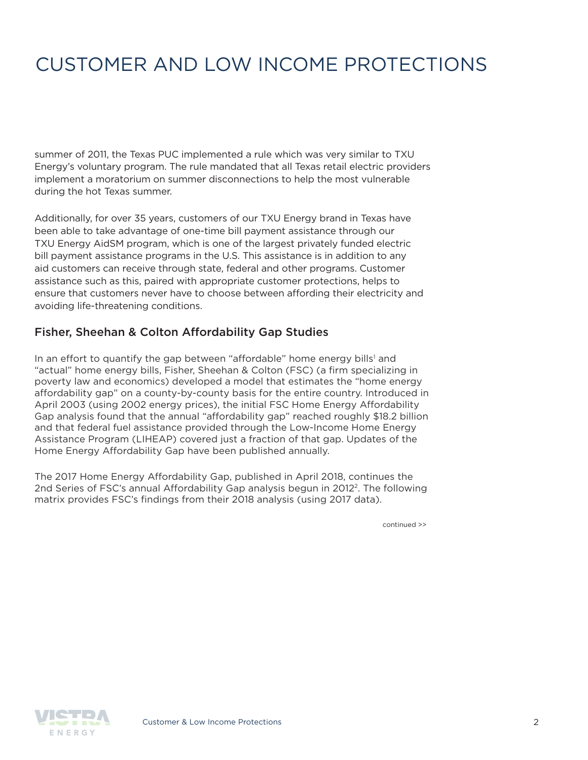# CUSTOMER AND LOW INCOME PROTECTIONS

summer of 2011, the Texas PUC implemented a rule which was very similar to TXU Energy's voluntary program. The rule mandated that all Texas retail electric providers implement a moratorium on summer disconnections to help the most vulnerable during the hot Texas summer.

Additionally, for over 35 years, customers of our TXU Energy brand in Texas have been able to take advantage of one-time bill payment assistance through our TXU Energy AidSM program, which is one of the largest privately funded electric bill payment assistance programs in the U.S. This assistance is in addition to any aid customers can receive through state, federal and other programs. Customer assistance such as this, paired with appropriate customer protections, helps to ensure that customers never have to choose between affording their electricity and avoiding life-threatening conditions.

## Fisher, Sheehan & Colton Affordability Gap Studies

In an effort to quantify the gap between "affordable" home energy bills[1] and "actual" home energy bills, Fisher, Sheehan & Colton (FSC) (a firm specializing in poverty law and economics) developed a model that estimates the "home energy affordability gap" on a county-by-county basis for the entire country. Introduced in April 2003 (using 2002 energy prices), the initial FSC Home Energy Affordability Gap analysis found that the annual "affordability gap" reached roughly $18.2 billion and that federal fuel assistance provided through the Low-Income Home Energy Assistance Program (LIHEAP) covered just a fraction of that gap. Updates of the Home Energy Affordability Gap have been published annually.

The 2017 Home Energy Affordability Gap, published in April 2018, continues the 2nd Series of FSC's annual Affordability Gap analysis begun in 2012[2]. The following matrix provides FSC's findings from their 2018 analysis (using 2017 data).

continued >>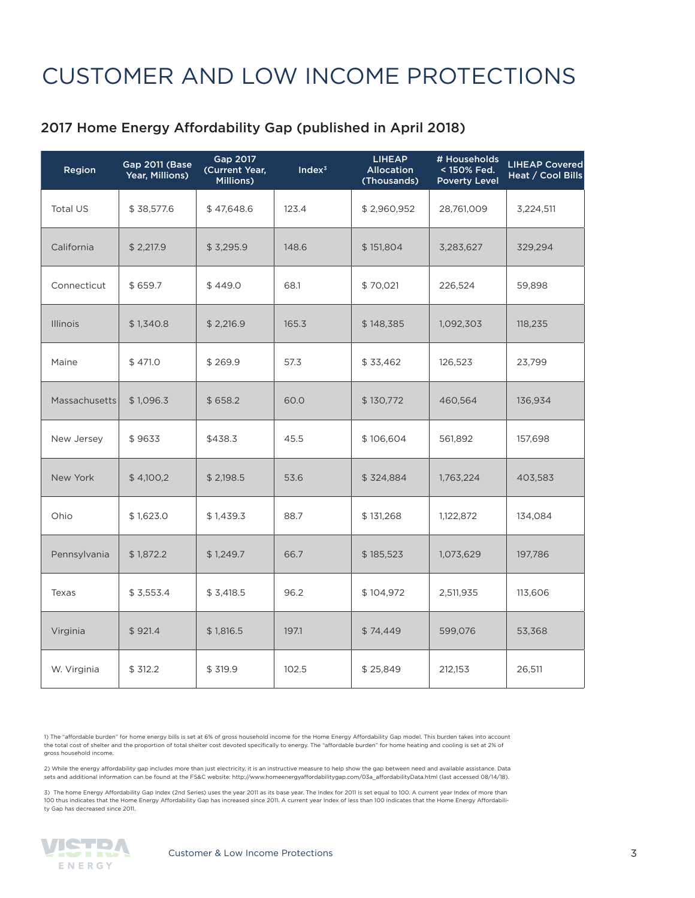# CUSTOMER AND LOW INCOME PROTECTIONS

## 2017 Home Energy Affordability Gap (published in April 2018)

| Region | Gap 2011 (Base Year, Millions) | Gap 2017 (Current Year, Millions) | Index[3] | LIHEAP Allocation (Thousands) | # Households < 150% Fed. Poverty Level | LIHEAP Covered Heat / Cool Bills |
|---|---|---|---|---|---|---|
| Total US | $ 38,577.6 | $ 47,648.6 | 123.4 | $ 2,960,952 | 28,761,009 | 3,224,511 |
| California | $ 2,217.9 | $ 3,295.9 | 148.6 | $ 151,804 | 3,283,627 | 329,294 |
| Connecticut | $ 659.7 | $ 449.0 | 68.1 | $ 70,021 | 226,524 | 59,898 |
| Illinois | $ 1,340.8 | $ 2,216.9 | 165.3 | $ 148,385 | 1,092,303 | 118,235 |
| Maine | $ 471.0 | $ 269.9 | 57.3 | $ 33,462 | 126,523 | 23,799 |
| Massachusetts | $ 1,096.3 | $ 658.2 | 60.0 | $ 130,772 | 460,564 | 136,934 |
| New Jersey | $ 9633 | $438.3 | 45.5 | $ 106,604 | 561,892 | 157,698 |
| New York | $ 4,100,2 | $ 2,198.5 | 53.6 | $ 324,884 | 1,763,224 | 403,583 |
| Ohio | $ 1,623.0 | $ 1,439.3 | 88.7 | $ 131,268 | 1,122,872 | 134,084 |
| Pennsylvania | $ 1,872.2 | $ 1,249.7 | 66.7 | $ 185,523 | 1,073,629 | 197,786 |
| Texas | $ 3,553.4 | $ 3,418.5 | 96.2 | $ 104,972 | 2,511,935 | 113,606 |
| Virginia | $ 921.4 | $ 1,816.5 | 197.1 | $ 74,449 | 599,076 | 53,368 |
| W. Virginia | $ 312.2 | $ 319.9 | 102.5 | $ 25,849 | 212,153 | 26,511 |

1) The "affordable burden" for home energy bills is set at 6% of gross household income for the Home Energy Affordability Gap model. This burden takes into account the total cost of shelter and the proportion of total shelter cost devoted specifically to energy. The "affordable burden" for home heating and cooling is set at 2% of gross household income.

2) While the energy affordability gap includes more than just electricity, it is an instructive measure to help show the gap between need and available assistance. Data sets and additional information can be found at the FS&C website: http://www.homeenergyaffordabilitygap.com/03a_affordabilityData.html (last accessed 08/14/18).

3) The home Energy Affordability Gap Index (2nd Series) uses the year 2011 as its base year. The Index for 2011 is set equal to 100. A current year Index of more than 100 thus indicates that the Home Energy Affordability Gap has increased since 2011. A current year Index of less than 100 indicates that the Home Energy Affordability Gap has decreased since 2011.